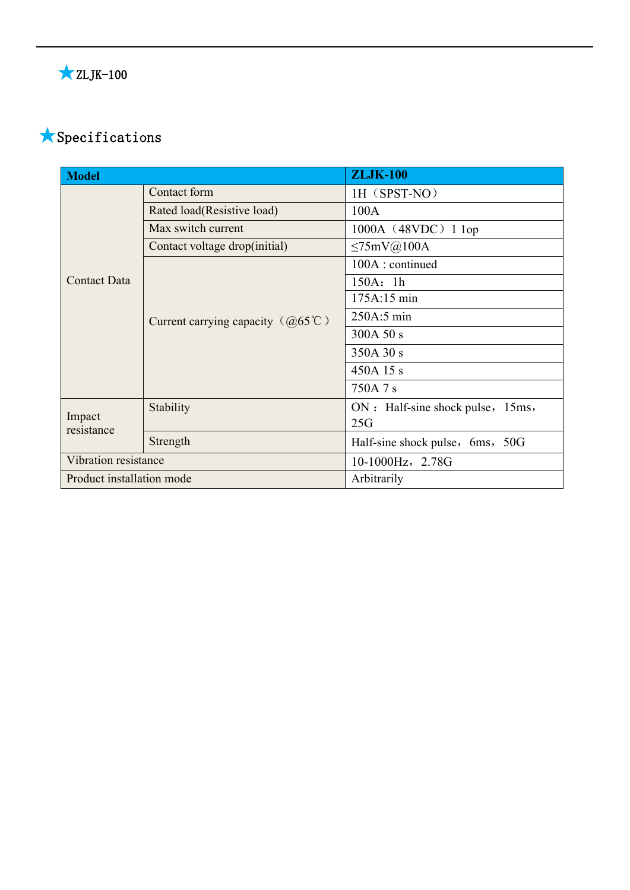## ★ZLJK-100

## ★Specifications

| Model | | ZLJK-100 |
|---|---|---|
| Contact Data | Contact form | 1H（SPST-NO） |
| | Rated load(Resistive load) | 100A |
| | Max switch current | 1000A（48VDC）1 1op |
| | Contact voltage drop(initial) | ≤75mV@100A |
| | Current carrying capacity（@65℃） | 100A : continued |
| | | 150A：1h |
| | | 175A:15 min |
| | | 250A:5 min |
| | | 300A 50 s |
| | | 350A 30 s |
| | | 450A 15 s |
| | | 750A 7 s |
| Impact resistance | Stability | ON：Half-sine shock pulse，15ms，25G |
| | Strength | Half-sine shock pulse，6ms，50G |
| Vibration resistance | | 10-1000Hz，2.78G |
| Product installation mode | | Arbitrarily |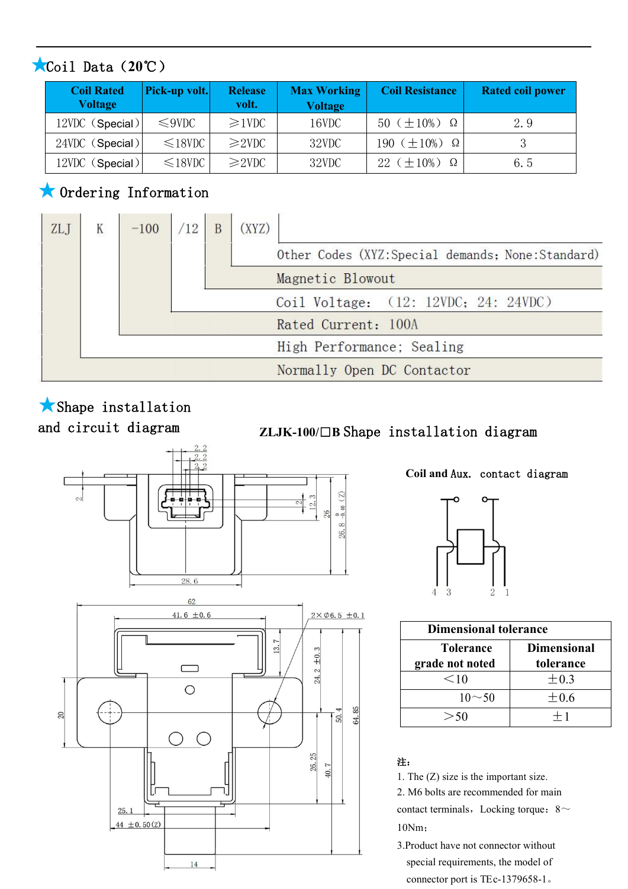## ★Coil Data（20℃）

| Coil Rated Voltage | Pick-up volt. | Release volt. | Max Working Voltage | Coil Resistance | Rated coil power |
|---|---|---|---|---|---|
| 12VDC（Special） | ≤9VDC | ≥1VDC | 16VDC | 50（±10%）Ω | 2.9 |
| 24VDC（Special） | ≤18VDC | ≥2VDC | 32VDC | 190（±10%）Ω | 3 |
| 12VDC（Special） | ≤18VDC | ≥2VDC | 32VDC | 22（±10%）Ω | 6.5 |

## ★ Ordering Information

ZLJ K -100 /12 B (XYZ)

- (XYZ): Other Codes (XYZ:Special demands; None:Standard)
- B: Magnetic Blowout
- /12: Coil Voltage: （12: 12VDC; 24: 24VDC）
- -100: Rated Current: 100A
- K: High Performance; Sealing
- ZLJ: Normally Open DC Contactor

## ★Shape installation and circuit diagram

**ZLJK-100/□B** Shape installation diagram

Coil and Aux. contact diagram

| Dimensional tolerance | |
|---|---|
| Tolerance grade not noted | Dimensional tolerance |
| ＜10 | ±0.3 |
| 10～50 | ±0.6 |
| ＞50 | ±1 |

注：

1. The (Z) size is the important size.
2. M6 bolts are recommended for main contact terminals，Locking torque：8～10Nm；
3. Product have not connector without special requirements, the model of connector port is TEc-1379658-1。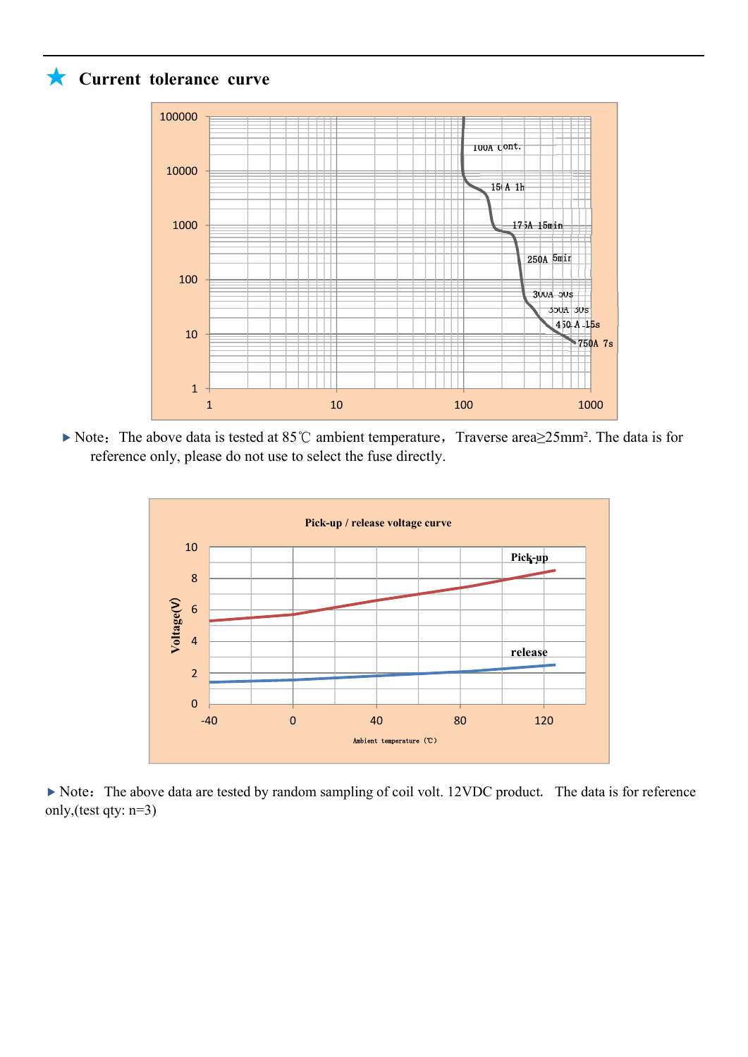## ★ Current tolerance curve

100000
10000
1000
100
10
1

1
10
100
1000

100A Cont.
150A 1h
175A 15min
250A 5min
300A 50s
350A 30s
450 A 15s
750A 7s

▶ Note：The above data is tested at 85℃ ambient temperature，Traverse area≥25mm². The data is for reference only, please do not use to select the fuse directly.

Pick-up / release voltage curve

Voltage(V)

10
8
6
4
2
0

-40
0
40
80
120

Ambient temperature (℃)

Pick-up
release

▶ Note：The above data are tested by random sampling of coil volt. 12VDC product. The data is for reference only,(test qty: n=3)